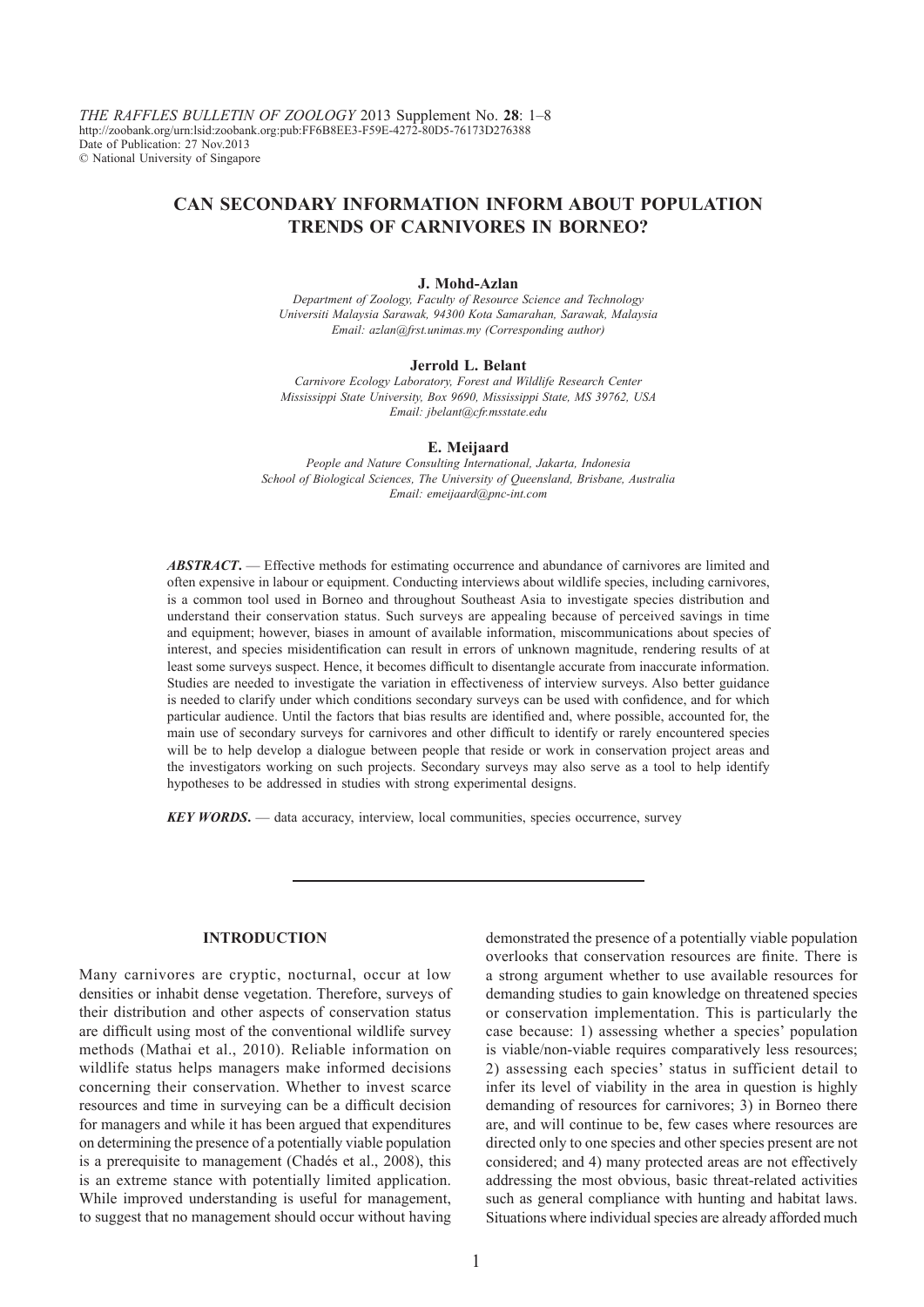THE RAFFLES BULLETIN OF ZOOLOGY 2013 Supplement No. **28**: 1–8
http://zoobank.org/urn:lsid:zoobank.org:pub:FF6B8EE3-F59E-4272-80D5-76173D276388
Date of Publication: 27 Nov.2013
© National University of Singapore

# CAN SECONDARY INFORMATION INFORM ABOUT POPULATION TRENDS OF CARNIVORES IN BORNEO?

**J. Mohd-Azlan**

*Department of Zoology, Faculty of Resource Science and Technology*
*Universiti Malaysia Sarawak, 94300 Kota Samarahan, Sarawak, Malaysia*
*Email: azlan@frst.unimas.my (Corresponding author)*

**Jerrold L. Belant**

*Carnivore Ecology Laboratory, Forest and Wildlife Research Center*
*Mississippi State University, Box 9690, Mississippi State, MS 39762, USA*
*Email: jbelant@cfr.msstate.edu*

**E. Meijaard**

*People and Nature Consulting International, Jakarta, Indonesia*
*School of Biological Sciences, The University of Queensland, Brisbane, Australia*
*Email: emeijaard@pnc-int.com*

***ABSTRACT***. — Effective methods for estimating occurrence and abundance of carnivores are limited and often expensive in labour or equipment. Conducting interviews about wildlife species, including carnivores, is a common tool used in Borneo and throughout Southeast Asia to investigate species distribution and understand their conservation status. Such surveys are appealing because of perceived savings in time and equipment; however, biases in amount of available information, miscommunications about species of interest, and species misidentification can result in errors of unknown magnitude, rendering results of at least some surveys suspect. Hence, it becomes difficult to disentangle accurate from inaccurate information. Studies are needed to investigate the variation in effectiveness of interview surveys. Also better guidance is needed to clarify under which conditions secondary surveys can be used with confidence, and for which particular audience. Until the factors that bias results are identified and, where possible, accounted for, the main use of secondary surveys for carnivores and other difficult to identify or rarely encountered species will be to help develop a dialogue between people that reside or work in conservation project areas and the investigators working on such projects. Secondary surveys may also serve as a tool to help identify hypotheses to be addressed in studies with strong experimental designs.

***KEY WORDS***. — data accuracy, interview, local communities, species occurrence, survey

## INTRODUCTION

Many carnivores are cryptic, nocturnal, occur at low densities or inhabit dense vegetation. Therefore, surveys of their distribution and other aspects of conservation status are difficult using most of the conventional wildlife survey methods (Mathai et al., 2010). Reliable information on wildlife status helps managers make informed decisions concerning their conservation. Whether to invest scarce resources and time in surveying can be a difficult decision for managers and while it has been argued that expenditures on determining the presence of a potentially viable population is a prerequisite to management (Chadés et al., 2008), this is an extreme stance with potentially limited application. While improved understanding is useful for management, to suggest that no management should occur without having demonstrated the presence of a potentially viable population overlooks that conservation resources are finite. There is a strong argument whether to use available resources for demanding studies to gain knowledge on threatened species or conservation implementation. This is particularly the case because: 1) assessing whether a species' population is viable/non-viable requires comparatively less resources; 2) assessing each species' status in sufficient detail to infer its level of viability in the area in question is highly demanding of resources for carnivores; 3) in Borneo there are, and will continue to be, few cases where resources are directed only to one species and other species present are not considered; and 4) many protected areas are not effectively addressing the most obvious, basic threat-related activities such as general compliance with hunting and habitat laws. Situations where individual species are already afforded much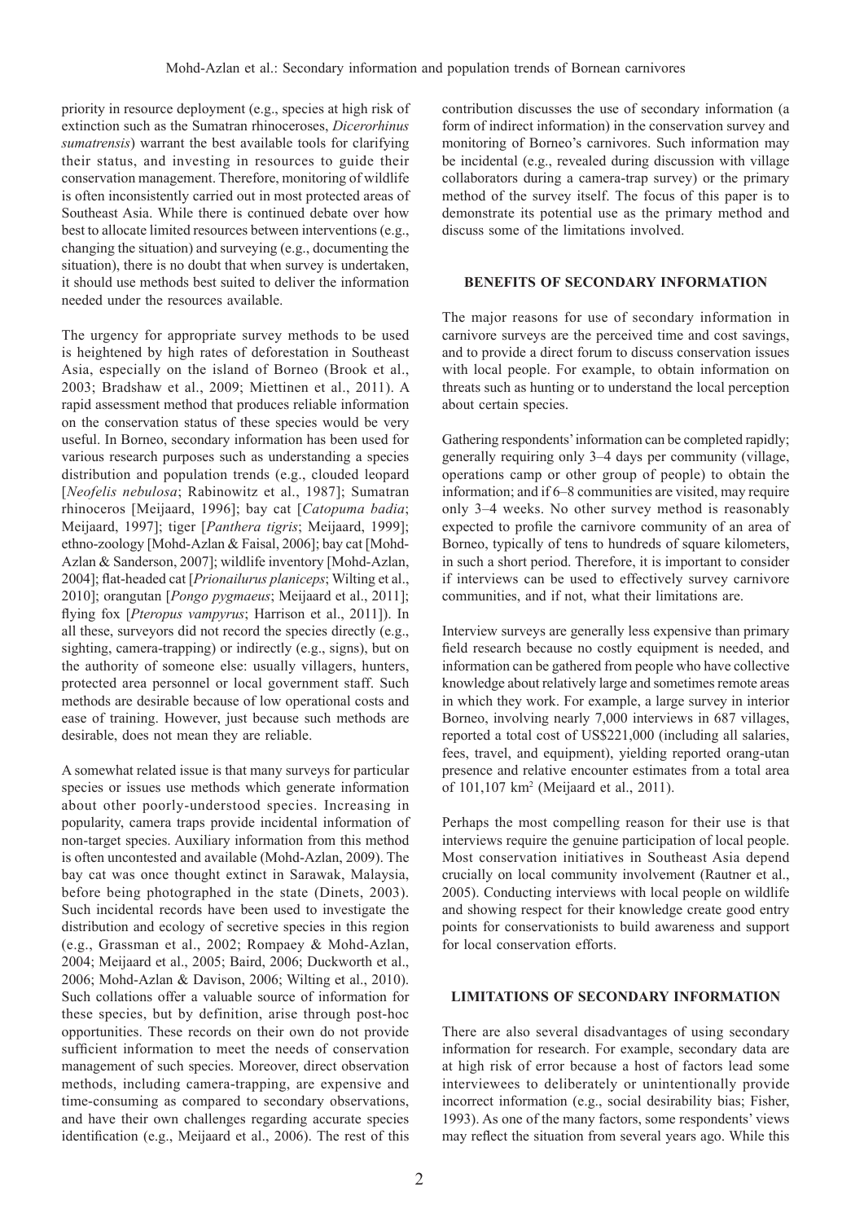priority in resource deployment (e.g., species at high risk of extinction such as the Sumatran rhinoceroses, *Dicerorhinus sumatrensis*) warrant the best available tools for clarifying their status, and investing in resources to guide their conservation management. Therefore, monitoring of wildlife is often inconsistently carried out in most protected areas of Southeast Asia. While there is continued debate over how best to allocate limited resources between interventions (e.g., changing the situation) and surveying (e.g., documenting the situation), there is no doubt that when survey is undertaken, it should use methods best suited to deliver the information needed under the resources available.

The urgency for appropriate survey methods to be used is heightened by high rates of deforestation in Southeast Asia, especially on the island of Borneo (Brook et al., 2003; Bradshaw et al., 2009; Miettinen et al., 2011). A rapid assessment method that produces reliable information on the conservation status of these species would be very useful. In Borneo, secondary information has been used for various research purposes such as understanding a species distribution and population trends (e.g., clouded leopard [*Neofelis nebulosa*; Rabinowitz et al., 1987]; Sumatran rhinoceros [Meijaard, 1996]; bay cat [*Catopuma badia*; Meijaard, 1997]; tiger [*Panthera tigris*; Meijaard, 1999]; ethno-zoology [Mohd-Azlan & Faisal, 2006]; bay cat [Mohd-Azlan & Sanderson, 2007]; wildlife inventory [Mohd-Azlan, 2004]; flat-headed cat [*Prionailurus planiceps*; Wilting et al., 2010]; orangutan [*Pongo pygmaeus*; Meijaard et al., 2011]; flying fox [*Pteropus vampyrus*; Harrison et al., 2011]). In all these, surveyors did not record the species directly (e.g., sighting, camera-trapping) or indirectly (e.g., signs), but on the authority of someone else: usually villagers, hunters, protected area personnel or local government staff. Such methods are desirable because of low operational costs and ease of training. However, just because such methods are desirable, does not mean they are reliable.

A somewhat related issue is that many surveys for particular species or issues use methods which generate information about other poorly-understood species. Increasing in popularity, camera traps provide incidental information of non-target species. Auxiliary information from this method is often uncontested and available (Mohd-Azlan, 2009). The bay cat was once thought extinct in Sarawak, Malaysia, before being photographed in the state (Dinets, 2003). Such incidental records have been used to investigate the distribution and ecology of secretive species in this region (e.g., Grassman et al., 2002; Rompaey & Mohd-Azlan, 2004; Meijaard et al., 2005; Baird, 2006; Duckworth et al., 2006; Mohd-Azlan & Davison, 2006; Wilting et al., 2010). Such collations offer a valuable source of information for these species, but by definition, arise through post-hoc opportunities. These records on their own do not provide sufficient information to meet the needs of conservation management of such species. Moreover, direct observation methods, including camera-trapping, are expensive and time-consuming as compared to secondary observations, and have their own challenges regarding accurate species identification (e.g., Meijaard et al., 2006). The rest of this contribution discusses the use of secondary information (a form of indirect information) in the conservation survey and monitoring of Borneo's carnivores. Such information may be incidental (e.g., revealed during discussion with village collaborators during a camera-trap survey) or the primary method of the survey itself. The focus of this paper is to demonstrate its potential use as the primary method and discuss some of the limitations involved.

## BENEFITS OF SECONDARY INFORMATION

The major reasons for use of secondary information in carnivore surveys are the perceived time and cost savings, and to provide a direct forum to discuss conservation issues with local people. For example, to obtain information on threats such as hunting or to understand the local perception about certain species.

Gathering respondents' information can be completed rapidly; generally requiring only 3–4 days per community (village, operations camp or other group of people) to obtain the information; and if 6–8 communities are visited, may require only 3–4 weeks. No other survey method is reasonably expected to profile the carnivore community of an area of Borneo, typically of tens to hundreds of square kilometers, in such a short period. Therefore, it is important to consider if interviews can be used to effectively survey carnivore communities, and if not, what their limitations are.

Interview surveys are generally less expensive than primary field research because no costly equipment is needed, and information can be gathered from people who have collective knowledge about relatively large and sometimes remote areas in which they work. For example, a large survey in interior Borneo, involving nearly 7,000 interviews in 687 villages, reported a total cost of US$221,000 (including all salaries, fees, travel, and equipment), yielding reported orang-utan presence and relative encounter estimates from a total area of 101,107 km$^2$ (Meijaard et al., 2011).

Perhaps the most compelling reason for their use is that interviews require the genuine participation of local people. Most conservation initiatives in Southeast Asia depend crucially on local community involvement (Rautner et al., 2005). Conducting interviews with local people on wildlife and showing respect for their knowledge create good entry points for conservationists to build awareness and support for local conservation efforts.

## LIMITATIONS OF SECONDARY INFORMATION

There are also several disadvantages of using secondary information for research. For example, secondary data are at high risk of error because a host of factors lead some interviewees to deliberately or unintentionally provide incorrect information (e.g., social desirability bias; Fisher, 1993). As one of the many factors, some respondents' views may reflect the situation from several years ago. While this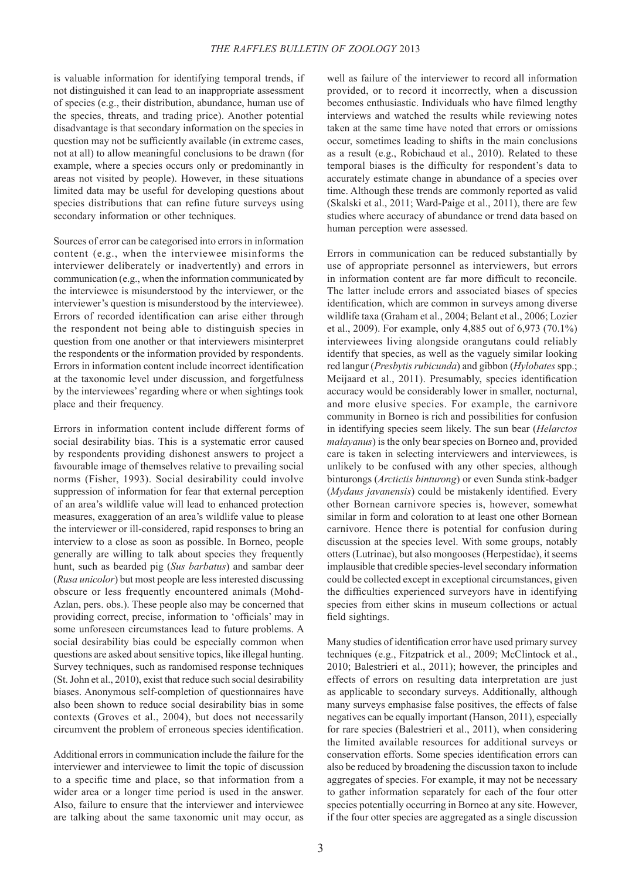is valuable information for identifying temporal trends, if not distinguished it can lead to an inappropriate assessment of species (e.g., their distribution, abundance, human use of the species, threats, and trading price). Another potential disadvantage is that secondary information on the species in question may not be sufficiently available (in extreme cases, not at all) to allow meaningful conclusions to be drawn (for example, where a species occurs only or predominantly in areas not visited by people). However, in these situations limited data may be useful for developing questions about species distributions that can refine future surveys using secondary information or other techniques.

Sources of error can be categorised into errors in information content (e.g., when the interviewee misinforms the interviewer deliberately or inadvertently) and errors in communication (e.g., when the information communicated by the interviewee is misunderstood by the interviewer, or the interviewer's question is misunderstood by the interviewee). Errors of recorded identification can arise either through the respondent not being able to distinguish species in question from one another or that interviewers misinterpret the respondents or the information provided by respondents. Errors in information content include incorrect identification at the taxonomic level under discussion, and forgetfulness by the interviewees' regarding where or when sightings took place and their frequency.

Errors in information content include different forms of social desirability bias. This is a systematic error caused by respondents providing dishonest answers to project a favourable image of themselves relative to prevailing social norms (Fisher, 1993). Social desirability could involve suppression of information for fear that external perception of an area's wildlife value will lead to enhanced protection measures, exaggeration of an area's wildlife value to please the interviewer or ill-considered, rapid responses to bring an interview to a close as soon as possible. In Borneo, people generally are willing to talk about species they frequently hunt, such as bearded pig (*Sus barbatus*) and sambar deer (*Rusa unicolor*) but most people are less interested discussing obscure or less frequently encountered animals (Mohd-Azlan, pers. obs.). These people also may be concerned that providing correct, precise, information to 'officials' may in some unforeseen circumstances lead to future problems. A social desirability bias could be especially common when questions are asked about sensitive topics, like illegal hunting. Survey techniques, such as randomised response techniques (St. John et al., 2010), exist that reduce such social desirability biases. Anonymous self-completion of questionnaires have also been shown to reduce social desirability bias in some contexts (Groves et al., 2004), but does not necessarily circumvent the problem of erroneous species identification.

Additional errors in communication include the failure for the interviewer and interviewee to limit the topic of discussion to a specific time and place, so that information from a wider area or a longer time period is used in the answer. Also, failure to ensure that the interviewer and interviewee are talking about the same taxonomic unit may occur, as well as failure of the interviewer to record all information provided, or to record it incorrectly, when a discussion becomes enthusiastic. Individuals who have filmed lengthy interviews and watched the results while reviewing notes taken at the same time have noted that errors or omissions occur, sometimes leading to shifts in the main conclusions as a result (e.g., Robichaud et al., 2010). Related to these temporal biases is the difficulty for respondent's data to accurately estimate change in abundance of a species over time. Although these trends are commonly reported as valid (Skalski et al., 2011; Ward-Paige et al., 2011), there are few studies where accuracy of abundance or trend data based on human perception were assessed.

Errors in communication can be reduced substantially by use of appropriate personnel as interviewers, but errors in information content are far more difficult to reconcile. The latter include errors and associated biases of species identification, which are common in surveys among diverse wildlife taxa (Graham et al., 2004; Belant et al., 2006; Lozier et al., 2009). For example, only 4,885 out of 6,973 (70.1%) interviewees living alongside orangutans could reliably identify that species, as well as the vaguely similar looking red langur (*Presbytis rubicunda*) and gibbon (*Hylobates* spp.; Meijaard et al., 2011). Presumably, species identification accuracy would be considerably lower in smaller, nocturnal, and more elusive species. For example, the carnivore community in Borneo is rich and possibilities for confusion in identifying species seem likely. The sun bear (*Helarctos malayanus*) is the only bear species on Borneo and, provided care is taken in selecting interviewers and interviewees, is unlikely to be confused with any other species, although binturongs (*Arctictis binturong*) or even Sunda stink-badger (*Mydaus javanensis*) could be mistakenly identified. Every other Bornean carnivore species is, however, somewhat similar in form and coloration to at least one other Bornean carnivore. Hence there is potential for confusion during discussion at the species level. With some groups, notably otters (Lutrinae), but also mongooses (Herpestidae), it seems implausible that credible species-level secondary information could be collected except in exceptional circumstances, given the difficulties experienced surveyors have in identifying species from either skins in museum collections or actual field sightings.

Many studies of identification error have used primary survey techniques (e.g., Fitzpatrick et al., 2009; McClintock et al., 2010; Balestrieri et al., 2011); however, the principles and effects of errors on resulting data interpretation are just as applicable to secondary surveys. Additionally, although many surveys emphasise false positives, the effects of false negatives can be equally important (Hanson, 2011), especially for rare species (Balestrieri et al., 2011), when considering the limited available resources for additional surveys or conservation efforts. Some species identification errors can also be reduced by broadening the discussion taxon to include aggregates of species. For example, it may not be necessary to gather information separately for each of the four otter species potentially occurring in Borneo at any site. However, if the four otter species are aggregated as a single discussion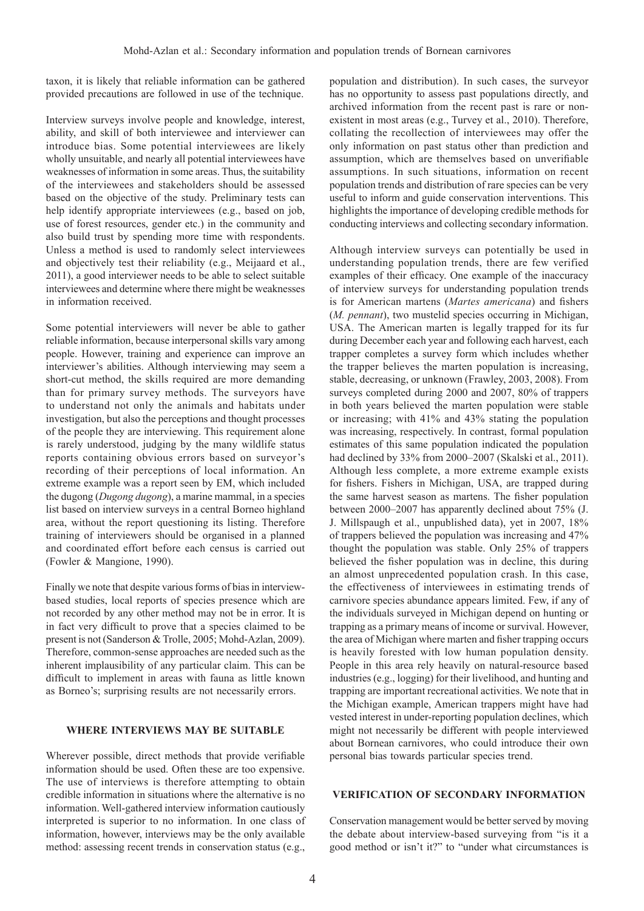taxon, it is likely that reliable information can be gathered provided precautions are followed in use of the technique.

Interview surveys involve people and knowledge, interest, ability, and skill of both interviewee and interviewer can introduce bias. Some potential interviewees are likely wholly unsuitable, and nearly all potential interviewees have weaknesses of information in some areas. Thus, the suitability of the interviewees and stakeholders should be assessed based on the objective of the study. Preliminary tests can help identify appropriate interviewees (e.g., based on job, use of forest resources, gender etc.) in the community and also build trust by spending more time with respondents. Unless a method is used to randomly select interviewees and objectively test their reliability (e.g., Meijaard et al., 2011), a good interviewer needs to be able to select suitable interviewees and determine where there might be weaknesses in information received.

Some potential interviewers will never be able to gather reliable information, because interpersonal skills vary among people. However, training and experience can improve an interviewer's abilities. Although interviewing may seem a short-cut method, the skills required are more demanding than for primary survey methods. The surveyors have to understand not only the animals and habitats under investigation, but also the perceptions and thought processes of the people they are interviewing. This requirement alone is rarely understood, judging by the many wildlife status reports containing obvious errors based on surveyor's recording of their perceptions of local information. An extreme example was a report seen by EM, which included the dugong (*Dugong dugong*), a marine mammal, in a species list based on interview surveys in a central Borneo highland area, without the report questioning its listing. Therefore training of interviewers should be organised in a planned and coordinated effort before each census is carried out (Fowler & Mangione, 1990).

Finally we note that despite various forms of bias in interview-based studies, local reports of species presence which are not recorded by any other method may not be in error. It is in fact very difficult to prove that a species claimed to be present is not (Sanderson & Trolle, 2005; Mohd-Azlan, 2009). Therefore, common-sense approaches are needed such as the inherent implausibility of any particular claim. This can be difficult to implement in areas with fauna as little known as Borneo's; surprising results are not necessarily errors.

## WHERE INTERVIEWS MAY BE SUITABLE

Wherever possible, direct methods that provide verifiable information should be used. Often these are too expensive. The use of interviews is therefore attempting to obtain credible information in situations where the alternative is no information. Well-gathered interview information cautiously interpreted is superior to no information. In one class of information, however, interviews may be the only available method: assessing recent trends in conservation status (e.g., population and distribution). In such cases, the surveyor has no opportunity to assess past populations directly, and archived information from the recent past is rare or non-existent in most areas (e.g., Turvey et al., 2010). Therefore, collating the recollection of interviewees may offer the only information on past status other than prediction and assumption, which are themselves based on unverifiable assumptions. In such situations, information on recent population trends and distribution of rare species can be very useful to inform and guide conservation interventions. This highlights the importance of developing credible methods for conducting interviews and collecting secondary information.

Although interview surveys can potentially be used in understanding population trends, there are few verified examples of their efficacy. One example of the inaccuracy of interview surveys for understanding population trends is for American martens (*Martes americana*) and fishers (*M. pennant*), two mustelid species occurring in Michigan, USA. The American marten is legally trapped for its fur during December each year and following each harvest, each trapper completes a survey form which includes whether the trapper believes the marten population is increasing, stable, decreasing, or unknown (Frawley, 2003, 2008). From surveys completed during 2000 and 2007, 80% of trappers in both years believed the marten population were stable or increasing; with 41% and 43% stating the population was increasing, respectively. In contrast, formal population estimates of this same population indicated the population had declined by 33% from 2000–2007 (Skalski et al., 2011). Although less complete, a more extreme example exists for fishers. Fishers in Michigan, USA, are trapped during the same harvest season as martens. The fisher population between 2000–2007 has apparently declined about 75% (J. J. Millspaugh et al., unpublished data), yet in 2007, 18% of trappers believed the population was increasing and 47% thought the population was stable. Only 25% of trappers believed the fisher population was in decline, this during an almost unprecedented population crash. In this case, the effectiveness of interviewees in estimating trends of carnivore species abundance appears limited. Few, if any of the individuals surveyed in Michigan depend on hunting or trapping as a primary means of income or survival. However, the area of Michigan where marten and fisher trapping occurs is heavily forested with low human population density. People in this area rely heavily on natural-resource based industries (e.g., logging) for their livelihood, and hunting and trapping are important recreational activities. We note that in the Michigan example, American trappers might have had vested interest in under-reporting population declines, which might not necessarily be different with people interviewed about Bornean carnivores, who could introduce their own personal bias towards particular species trend.

## VERIFICATION OF SECONDARY INFORMATION

Conservation management would be better served by moving the debate about interview-based surveying from "is it a good method or isn't it?" to "under what circumstances is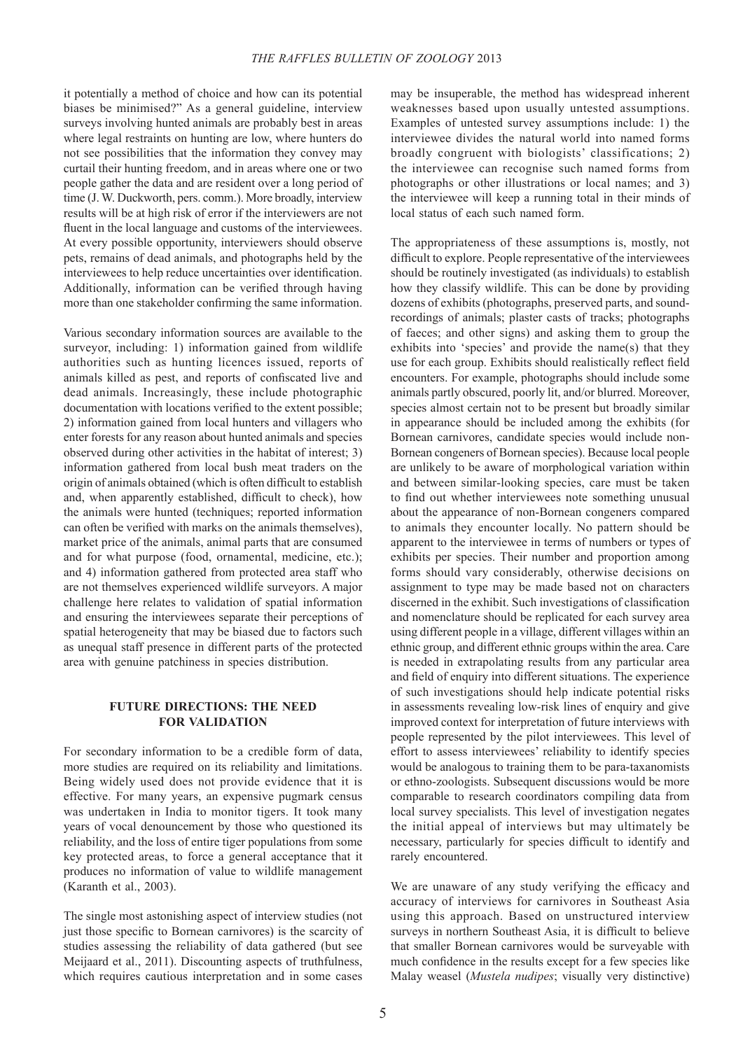it potentially a method of choice and how can its potential biases be minimised?" As a general guideline, interview surveys involving hunted animals are probably best in areas where legal restraints on hunting are low, where hunters do not see possibilities that the information they convey may curtail their hunting freedom, and in areas where one or two people gather the data and are resident over a long period of time (J. W. Duckworth, pers. comm.). More broadly, interview results will be at high risk of error if the interviewers are not fluent in the local language and customs of the interviewees. At every possible opportunity, interviewers should observe pets, remains of dead animals, and photographs held by the interviewees to help reduce uncertainties over identification. Additionally, information can be verified through having more than one stakeholder confirming the same information.

Various secondary information sources are available to the surveyor, including: 1) information gained from wildlife authorities such as hunting licences issued, reports of animals killed as pest, and reports of confiscated live and dead animals. Increasingly, these include photographic documentation with locations verified to the extent possible; 2) information gained from local hunters and villagers who enter forests for any reason about hunted animals and species observed during other activities in the habitat of interest; 3) information gathered from local bush meat traders on the origin of animals obtained (which is often difficult to establish and, when apparently established, difficult to check), how the animals were hunted (techniques; reported information can often be verified with marks on the animals themselves), market price of the animals, animal parts that are consumed and for what purpose (food, ornamental, medicine, etc.); and 4) information gathered from protected area staff who are not themselves experienced wildlife surveyors. A major challenge here relates to validation of spatial information and ensuring the interviewees separate their perceptions of spatial heterogeneity that may be biased due to factors such as unequal staff presence in different parts of the protected area with genuine patchiness in species distribution.

## FUTURE DIRECTIONS: THE NEED FOR VALIDATION

For secondary information to be a credible form of data, more studies are required on its reliability and limitations. Being widely used does not provide evidence that it is effective. For many years, an expensive pugmark census was undertaken in India to monitor tigers. It took many years of vocal denouncement by those who questioned its reliability, and the loss of entire tiger populations from some key protected areas, to force a general acceptance that it produces no information of value to wildlife management (Karanth et al., 2003).

The single most astonishing aspect of interview studies (not just those specific to Bornean carnivores) is the scarcity of studies assessing the reliability of data gathered (but see Meijaard et al., 2011). Discounting aspects of truthfulness, which requires cautious interpretation and in some cases may be insuperable, the method has widespread inherent weaknesses based upon usually untested assumptions. Examples of untested survey assumptions include: 1) the interviewee divides the natural world into named forms broadly congruent with biologists' classifications; 2) the interviewee can recognise such named forms from photographs or other illustrations or local names; and 3) the interviewee will keep a running total in their minds of local status of each such named form.

The appropriateness of these assumptions is, mostly, not difficult to explore. People representative of the interviewees should be routinely investigated (as individuals) to establish how they classify wildlife. This can be done by providing dozens of exhibits (photographs, preserved parts, and sound-recordings of animals; plaster casts of tracks; photographs of faeces; and other signs) and asking them to group the exhibits into 'species' and provide the name(s) that they use for each group. Exhibits should realistically reflect field encounters. For example, photographs should include some animals partly obscured, poorly lit, and/or blurred. Moreover, species almost certain not to be present but broadly similar in appearance should be included among the exhibits (for Bornean carnivores, candidate species would include non-Bornean congeners of Bornean species). Because local people are unlikely to be aware of morphological variation within and between similar-looking species, care must be taken to find out whether interviewees note something unusual about the appearance of non-Bornean congeners compared to animals they encounter locally. No pattern should be apparent to the interviewee in terms of numbers or types of exhibits per species. Their number and proportion among forms should vary considerably, otherwise decisions on assignment to type may be made based not on characters discerned in the exhibit. Such investigations of classification and nomenclature should be replicated for each survey area using different people in a village, different villages within an ethnic group, and different ethnic groups within the area. Care is needed in extrapolating results from any particular area and field of enquiry into different situations. The experience of such investigations should help indicate potential risks in assessments revealing low-risk lines of enquiry and give improved context for interpretation of future interviews with people represented by the pilot interviewees. This level of effort to assess interviewees' reliability to identify species would be analogous to training them to be para-taxanomists or ethno-zoologists. Subsequent discussions would be more comparable to research coordinators compiling data from local survey specialists. This level of investigation negates the initial appeal of interviews but may ultimately be necessary, particularly for species difficult to identify and rarely encountered.

We are unaware of any study verifying the efficacy and accuracy of interviews for carnivores in Southeast Asia using this approach. Based on unstructured interview surveys in northern Southeast Asia, it is difficult to believe that smaller Bornean carnivores would be surveyable with much confidence in the results except for a few species like Malay weasel (*Mustela nudipes*; visually very distinctive)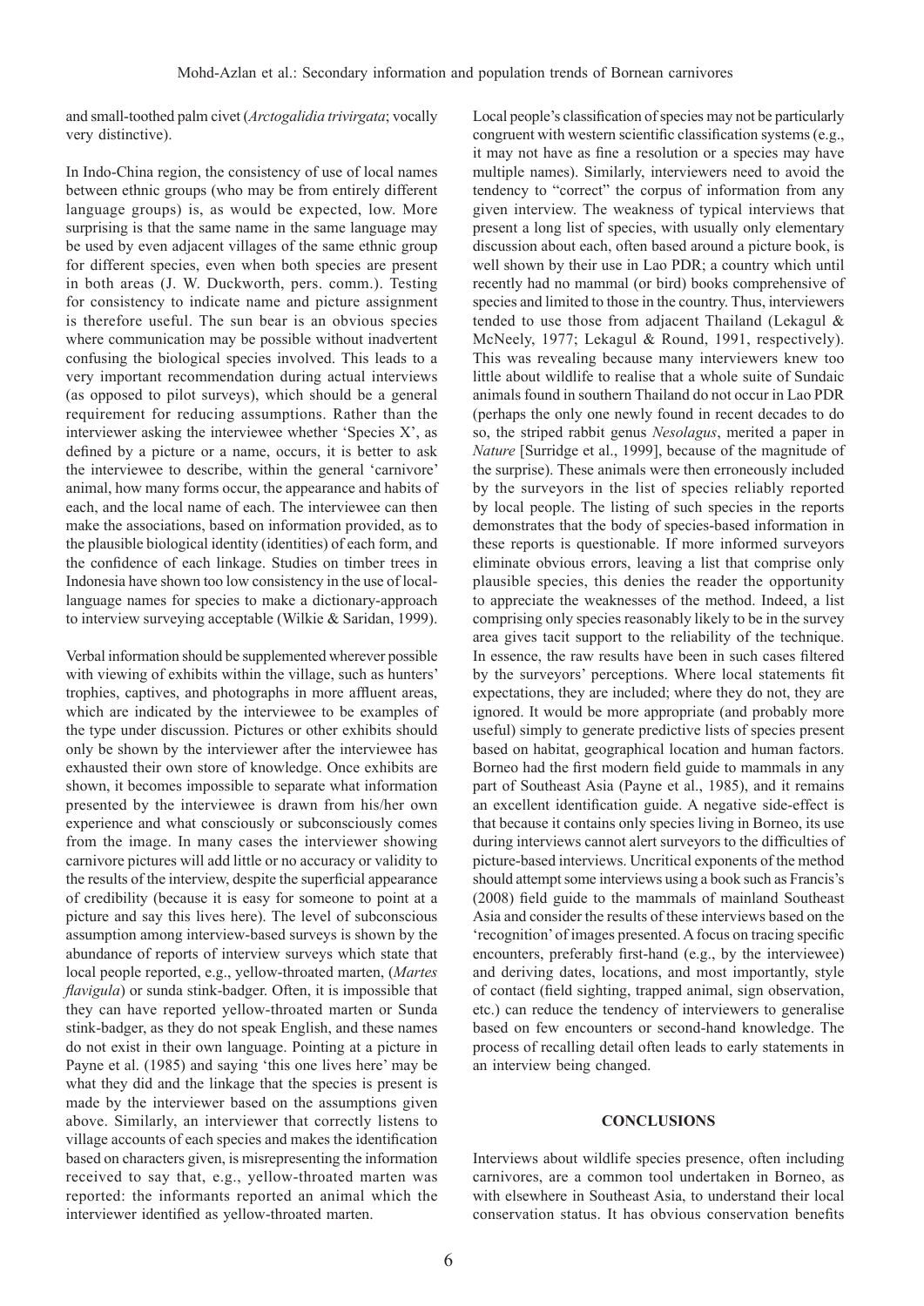and small-toothed palm civet (*Arctogalidia trivirgata*; vocally very distinctive).

In Indo-China region, the consistency of use of local names between ethnic groups (who may be from entirely different language groups) is, as would be expected, low. More surprising is that the same name in the same language may be used by even adjacent villages of the same ethnic group for different species, even when both species are present in both areas (J. W. Duckworth, pers. comm.). Testing for consistency to indicate name and picture assignment is therefore useful. The sun bear is an obvious species where communication may be possible without inadvertent confusing the biological species involved. This leads to a very important recommendation during actual interviews (as opposed to pilot surveys), which should be a general requirement for reducing assumptions. Rather than the interviewer asking the interviewee whether 'Species X', as defined by a picture or a name, occurs, it is better to ask the interviewee to describe, within the general 'carnivore' animal, how many forms occur, the appearance and habits of each, and the local name of each. The interviewee can then make the associations, based on information provided, as to the plausible biological identity (identities) of each form, and the confidence of each linkage. Studies on timber trees in Indonesia have shown too low consistency in the use of local-language names for species to make a dictionary-approach to interview surveying acceptable (Wilkie & Saridan, 1999).

Verbal information should be supplemented wherever possible with viewing of exhibits within the village, such as hunters' trophies, captives, and photographs in more affluent areas, which are indicated by the interviewee to be examples of the type under discussion. Pictures or other exhibits should only be shown by the interviewer after the interviewee has exhausted their own store of knowledge. Once exhibits are shown, it becomes impossible to separate what information presented by the interviewee is drawn from his/her own experience and what consciously or subconsciously comes from the image. In many cases the interviewer showing carnivore pictures will add little or no accuracy or validity to the results of the interview, despite the superficial appearance of credibility (because it is easy for someone to point at a picture and say this lives here). The level of subconscious assumption among interview-based surveys is shown by the abundance of reports of interview surveys which state that local people reported, e.g., yellow-throated marten, (*Martes flavigula*) or sunda stink-badger. Often, it is impossible that they can have reported yellow-throated marten or Sunda stink-badger, as they do not speak English, and these names do not exist in their own language. Pointing at a picture in Payne et al. (1985) and saying 'this one lives here' may be what they did and the linkage that the species is present is made by the interviewer based on the assumptions given above. Similarly, an interviewer that correctly listens to village accounts of each species and makes the identification based on characters given, is misrepresenting the information received to say that, e.g., yellow-throated marten was reported: the informants reported an animal which the interviewer identified as yellow-throated marten.

Local people's classification of species may not be particularly congruent with western scientific classification systems (e.g., it may not have as fine a resolution or a species may have multiple names). Similarly, interviewers need to avoid the tendency to "correct" the corpus of information from any given interview. The weakness of typical interviews that present a long list of species, with usually only elementary discussion about each, often based around a picture book, is well shown by their use in Lao PDR; a country which until recently had no mammal (or bird) books comprehensive of species and limited to those in the country. Thus, interviewers tended to use those from adjacent Thailand (Lekagul & McNeely, 1977; Lekagul & Round, 1991, respectively). This was revealing because many interviewers knew too little about wildlife to realise that a whole suite of Sundaic animals found in southern Thailand do not occur in Lao PDR (perhaps the only one newly found in recent decades to do so, the striped rabbit genus *Nesolagus*, merited a paper in *Nature* [Surridge et al., 1999], because of the magnitude of the surprise). These animals were then erroneously included by the surveyors in the list of species reliably reported by local people. The listing of such species in the reports demonstrates that the body of species-based information in these reports is questionable. If more informed surveyors eliminate obvious errors, leaving a list that comprise only plausible species, this denies the reader the opportunity to appreciate the weaknesses of the method. Indeed, a list comprising only species reasonably likely to be in the survey area gives tacit support to the reliability of the technique. In essence, the raw results have been in such cases filtered by the surveyors' perceptions. Where local statements fit expectations, they are included; where they do not, they are ignored. It would be more appropriate (and probably more useful) simply to generate predictive lists of species present based on habitat, geographical location and human factors. Borneo had the first modern field guide to mammals in any part of Southeast Asia (Payne et al., 1985), and it remains an excellent identification guide. A negative side-effect is that because it contains only species living in Borneo, its use during interviews cannot alert surveyors to the difficulties of picture-based interviews. Uncritical exponents of the method should attempt some interviews using a book such as Francis's (2008) field guide to the mammals of mainland Southeast Asia and consider the results of these interviews based on the 'recognition' of images presented. A focus on tracing specific encounters, preferably first-hand (e.g., by the interviewee) and deriving dates, locations, and most importantly, style of contact (field sighting, trapped animal, sign observation, etc.) can reduce the tendency of interviewers to generalise based on few encounters or second-hand knowledge. The process of recalling detail often leads to early statements in an interview being changed.

## CONCLUSIONS

Interviews about wildlife species presence, often including carnivores, are a common tool undertaken in Borneo, as with elsewhere in Southeast Asia, to understand their local conservation status. It has obvious conservation benefits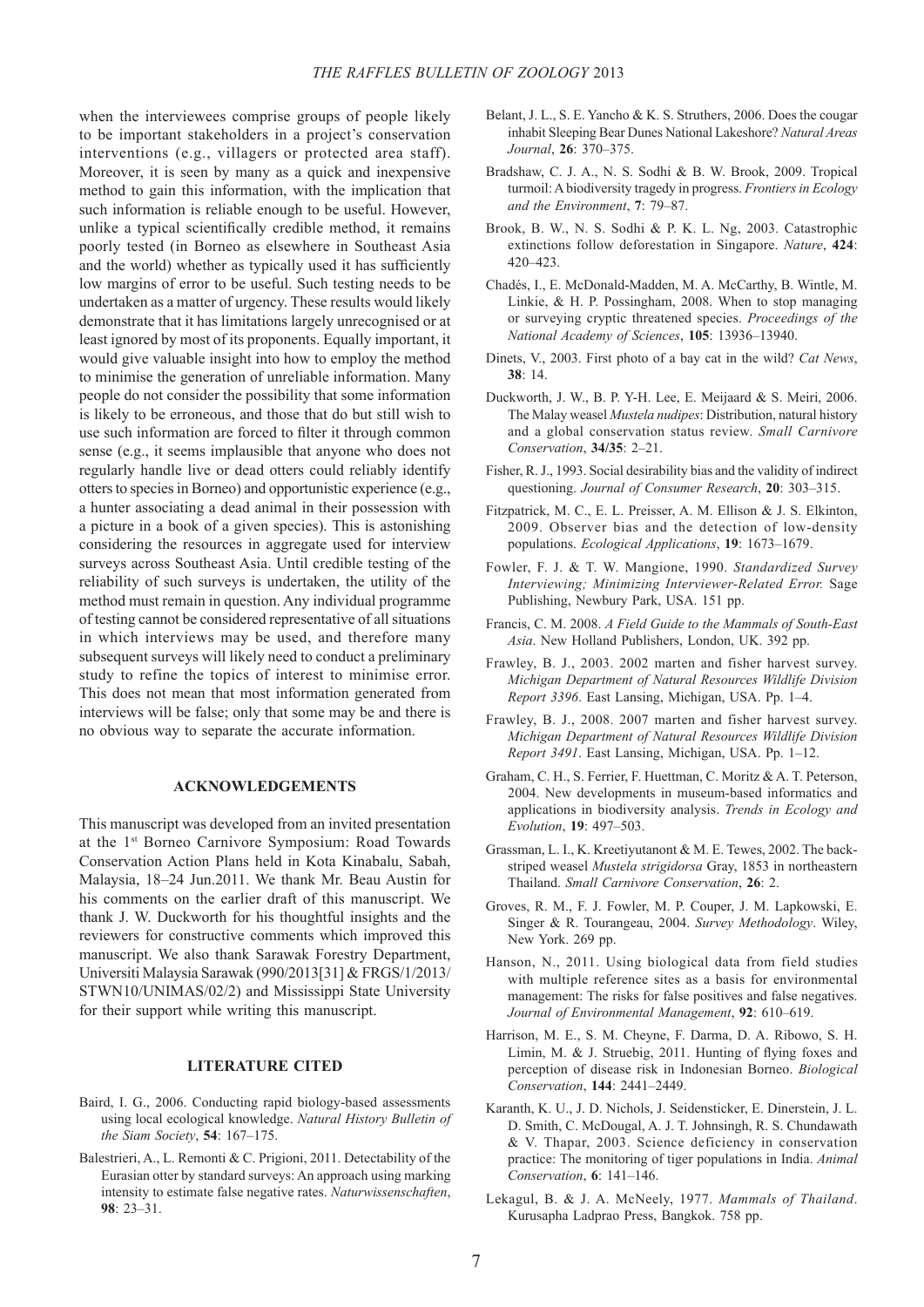when the interviewees comprise groups of people likely to be important stakeholders in a project's conservation interventions (e.g., villagers or protected area staff). Moreover, it is seen by many as a quick and inexpensive method to gain this information, with the implication that such information is reliable enough to be useful. However, unlike a typical scientifically credible method, it remains poorly tested (in Borneo as elsewhere in Southeast Asia and the world) whether as typically used it has sufficiently low margins of error to be useful. Such testing needs to be undertaken as a matter of urgency. These results would likely demonstrate that it has limitations largely unrecognised or at least ignored by most of its proponents. Equally important, it would give valuable insight into how to employ the method to minimise the generation of unreliable information. Many people do not consider the possibility that some information is likely to be erroneous, and those that do but still wish to use such information are forced to filter it through common sense (e.g., it seems implausible that anyone who does not regularly handle live or dead otters could reliably identify otters to species in Borneo) and opportunistic experience (e.g., a hunter associating a dead animal in their possession with a picture in a book of a given species). This is astonishing considering the resources in aggregate used for interview surveys across Southeast Asia. Until credible testing of the reliability of such surveys is undertaken, the utility of the method must remain in question. Any individual programme of testing cannot be considered representative of all situations in which interviews may be used, and therefore many subsequent surveys will likely need to conduct a preliminary study to refine the topics of interest to minimise error. This does not mean that most information generated from interviews will be false; only that some may be and there is no obvious way to separate the accurate information.

## ACKNOWLEDGEMENTS

This manuscript was developed from an invited presentation at the 1st Borneo Carnivore Symposium: Road Towards Conservation Action Plans held in Kota Kinabalu, Sabah, Malaysia, 18–24 Jun.2011. We thank Mr. Beau Austin for his comments on the earlier draft of this manuscript. We thank J. W. Duckworth for his thoughtful insights and the reviewers for constructive comments which improved this manuscript. We also thank Sarawak Forestry Department, Universiti Malaysia Sarawak (990/2013[31] & FRGS/1/2013/STWN10/UNIMAS/02/2) and Mississippi State University for their support while writing this manuscript.

## LITERATURE CITED

Baird, I. G., 2006. Conducting rapid biology-based assessments using local ecological knowledge. *Natural History Bulletin of the Siam Society*, **54**: 167–175.

Balestrieri, A., L. Remonti & C. Prigioni, 2011. Detectability of the Eurasian otter by standard surveys: An approach using marking intensity to estimate false negative rates. *Naturwissenschaften*, **98**: 23–31.

Belant, J. L., S. E. Yancho & K. S. Struthers, 2006. Does the cougar inhabit Sleeping Bear Dunes National Lakeshore? *Natural Areas Journal*, **26**: 370–375.

Bradshaw, C. J. A., N. S. Sodhi & B. W. Brook, 2009. Tropical turmoil: A biodiversity tragedy in progress. *Frontiers in Ecology and the Environment*, **7**: 79–87.

Brook, B. W., N. S. Sodhi & P. K. L. Ng, 2003. Catastrophic extinctions follow deforestation in Singapore. *Nature*, **424**: 420–423.

Chadés, I., E. McDonald-Madden, M. A. McCarthy, B. Wintle, M. Linkie, & H. P. Possingham, 2008. When to stop managing or surveying cryptic threatened species. *Proceedings of the National Academy of Sciences*, **105**: 13936–13940.

Dinets, V., 2003. First photo of a bay cat in the wild? *Cat News*, **38**: 14.

Duckworth, J. W., B. P. Y-H. Lee, E. Meijaard & S. Meiri, 2006. The Malay weasel *Mustela nudipes*: Distribution, natural history and a global conservation status review. *Small Carnivore Conservation*, **34/35**: 2–21.

Fisher, R. J., 1993. Social desirability bias and the validity of indirect questioning. *Journal of Consumer Research*, **20**: 303–315.

Fitzpatrick, M. C., E. L. Preisser, A. M. Ellison & J. S. Elkinton, 2009. Observer bias and the detection of low-density populations. *Ecological Applications*, **19**: 1673–1679.

Fowler, F. J. & T. W. Mangione, 1990. *Standardized Survey Interviewing; Minimizing Interviewer-Related Error.* Sage Publishing, Newbury Park, USA. 151 pp.

Francis, C. M. 2008. *A Field Guide to the Mammals of South-East Asia*. New Holland Publishers, London, UK. 392 pp.

Frawley, B. J., 2003. 2002 marten and fisher harvest survey. *Michigan Department of Natural Resources Wildlife Division Report 3396*. East Lansing, Michigan, USA. Pp. 1–4.

Frawley, B. J., 2008. 2007 marten and fisher harvest survey. *Michigan Department of Natural Resources Wildlife Division Report 3491*. East Lansing, Michigan, USA. Pp. 1–12.

Graham, C. H., S. Ferrier, F. Huettman, C. Moritz & A. T. Peterson, 2004. New developments in museum-based informatics and applications in biodiversity analysis. *Trends in Ecology and Evolution*, **19**: 497–503.

Grassman, L. I., K. Kreetiyutanont & M. E. Tewes, 2002. The back-striped weasel *Mustela strigidorsa* Gray, 1853 in northeastern Thailand. *Small Carnivore Conservation*, **26**: 2.

Groves, R. M., F. J. Fowler, M. P. Couper, J. M. Lapkowski, E. Singer & R. Tourangeau, 2004. *Survey Methodology*. Wiley, New York. 269 pp.

Hanson, N., 2011. Using biological data from field studies with multiple reference sites as a basis for environmental management: The risks for false positives and false negatives. *Journal of Environmental Management*, **92**: 610–619.

Harrison, M. E., S. M. Cheyne, F. Darma, D. A. Ribowo, S. H. Limin, M. & J. Struebig, 2011. Hunting of flying foxes and perception of disease risk in Indonesian Borneo. *Biological Conservation*, **144**: 2441–2449.

Karanth, K. U., J. D. Nichols, J. Seidensticker, E. Dinerstein, J. L. D. Smith, C. McDougal, A. J. T. Johnsingh, R. S. Chundawath & V. Thapar, 2003. Science deficiency in conservation practice: The monitoring of tiger populations in India. *Animal Conservation*, **6**: 141–146.

Lekagul, B. & J. A. McNeely, 1977. *Mammals of Thailand*. Kurusapha Ladprao Press, Bangkok. 758 pp.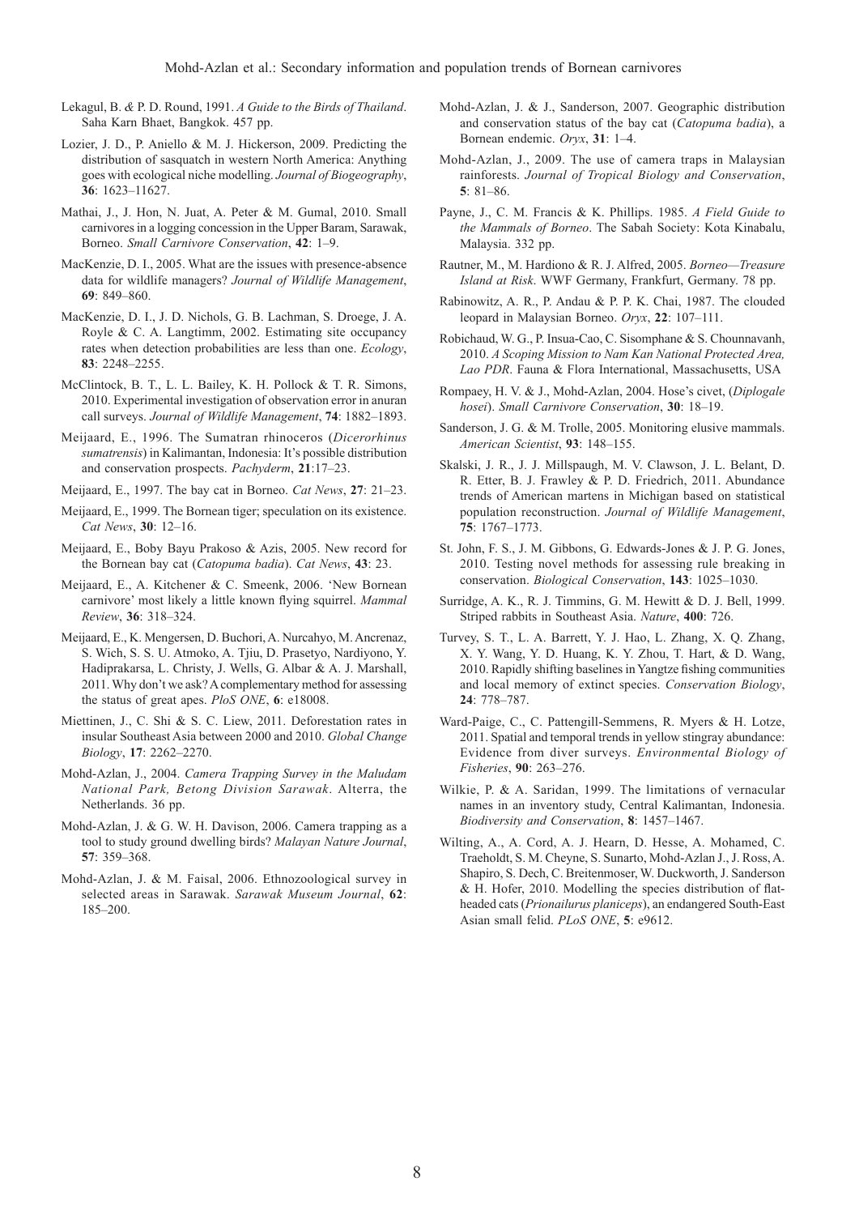Lekagul, B. *&* P. D. Round, 1991. *A Guide to the Birds of Thailand*. Saha Karn Bhaet, Bangkok. 457 pp.

Lozier, J. D., P. Aniello & M. J. Hickerson, 2009. Predicting the distribution of sasquatch in western North America: Anything goes with ecological niche modelling. *Journal of Biogeography*, **36**: 1623–11627.

Mathai, J., J. Hon, N. Juat, A. Peter & M. Gumal, 2010. Small carnivores in a logging concession in the Upper Baram, Sarawak, Borneo. *Small Carnivore Conservation*, **42**: 1–9.

MacKenzie, D. I., 2005. What are the issues with presence-absence data for wildlife managers? *Journal of Wildlife Management*, **69**: 849–860.

MacKenzie, D. I., J. D. Nichols, G. B. Lachman, S. Droege, J. A. Royle & C. A. Langtimm, 2002. Estimating site occupancy rates when detection probabilities are less than one. *Ecology*, **83**: 2248–2255.

McClintock, B. T., L. L. Bailey, K. H. Pollock & T. R. Simons, 2010. Experimental investigation of observation error in anuran call surveys. *Journal of Wildlife Management*, **74**: 1882–1893.

Meijaard, E., 1996. The Sumatran rhinoceros (*Dicerorhinus sumatrensis*) in Kalimantan, Indonesia: It's possible distribution and conservation prospects. *Pachyderm*, **21**:17–23.

Meijaard, E., 1997. The bay cat in Borneo. *Cat News*, **27**: 21–23.

Meijaard, E., 1999. The Bornean tiger; speculation on its existence. *Cat News*, **30**: 12–16.

Meijaard, E., Boby Bayu Prakoso & Azis, 2005. New record for the Bornean bay cat (*Catopuma badia*). *Cat News*, **43**: 23.

Meijaard, E., A. Kitchener & C. Smeenk, 2006. 'New Bornean carnivore' most likely a little known flying squirrel. *Mammal Review*, **36**: 318–324.

Meijaard, E., K. Mengersen, D. Buchori, A. Nurcahyo, M. Ancrenaz, S. Wich, S. S. U. Atmoko, A. Tjiu, D. Prasetyo, Nardiyono, Y. Hadiprakarsa, L. Christy, J. Wells, G. Albar & A. J. Marshall, 2011. Why don't we ask? A complementary method for assessing the status of great apes. *PloS ONE*, **6**: e18008.

Miettinen, J., C. Shi & S. C. Liew, 2011. Deforestation rates in insular Southeast Asia between 2000 and 2010. *Global Change Biology*, **17**: 2262–2270.

Mohd-Azlan, J., 2004. *Camera Trapping Survey in the Maludam National Park, Betong Division Sarawak*. Alterra, the Netherlands. 36 pp.

Mohd-Azlan, J. & G. W. H. Davison, 2006. Camera trapping as a tool to study ground dwelling birds? *Malayan Nature Journal*, **57**: 359–368.

Mohd-Azlan, J. & M. Faisal, 2006. Ethnozoological survey in selected areas in Sarawak. *Sarawak Museum Journal*, **62**: 185–200.

Mohd-Azlan, J. & J., Sanderson, 2007. Geographic distribution and conservation status of the bay cat (*Catopuma badia*), a Bornean endemic. *Oryx*, **31**: 1–4.

Mohd-Azlan, J., 2009. The use of camera traps in Malaysian rainforests. *Journal of Tropical Biology and Conservation*, **5**: 81–86.

Payne, J., C. M. Francis & K. Phillips. 1985. *A Field Guide to the Mammals of Borneo*. The Sabah Society: Kota Kinabalu, Malaysia. 332 pp.

Rautner, M., M. Hardiono & R. J. Alfred, 2005. *Borneo—Treasure Island at Risk*. WWF Germany, Frankfurt, Germany. 78 pp.

Rabinowitz, A. R., P. Andau & P. P. K. Chai, 1987. The clouded leopard in Malaysian Borneo. *Oryx*, **22**: 107–111.

Robichaud, W. G., P. Insua-Cao, C. Sisomphane & S. Chounnavanh, 2010. *A Scoping Mission to Nam Kan National Protected Area, Lao PDR*. Fauna & Flora International, Massachusetts, USA

Rompaey, H. V. & J., Mohd-Azlan, 2004. Hose's civet, (*Diplogale hosei*). *Small Carnivore Conservation*, **30**: 18–19.

Sanderson, J. G. & M. Trolle, 2005. Monitoring elusive mammals. *American Scientist*, **93**: 148–155.

Skalski, J. R., J. J. Millspaugh, M. V. Clawson, J. L. Belant, D. R. Etter, B. J. Frawley & P. D. Friedrich, 2011. Abundance trends of American martens in Michigan based on statistical population reconstruction. *Journal of Wildlife Management*, **75**: 1767–1773.

St. John, F. S., J. M. Gibbons, G. Edwards-Jones & J. P. G. Jones, 2010. Testing novel methods for assessing rule breaking in conservation. *Biological Conservation*, **143**: 1025–1030.

Surridge, A. K., R. J. Timmins, G. M. Hewitt & D. J. Bell, 1999. Striped rabbits in Southeast Asia. *Nature*, **400**: 726.

Turvey, S. T., L. A. Barrett, Y. J. Hao, L. Zhang, X. Q. Zhang, X. Y. Wang, Y. D. Huang, K. Y. Zhou, T. Hart, & D. Wang, 2010. Rapidly shifting baselines in Yangtze fishing communities and local memory of extinct species. *Conservation Biology*, **24**: 778–787.

Ward-Paige, C., C. Pattengill-Semmens, R. Myers & H. Lotze, 2011. Spatial and temporal trends in yellow stingray abundance: Evidence from diver surveys. *Environmental Biology of Fisheries*, **90**: 263–276.

Wilkie, P. & A. Saridan, 1999. The limitations of vernacular names in an inventory study, Central Kalimantan, Indonesia. *Biodiversity and Conservation*, **8**: 1457–1467.

Wilting, A., A. Cord, A. J. Hearn, D. Hesse, A. Mohamed, C. Traeholdt, S. M. Cheyne, S. Sunarto, Mohd-Azlan J., J. Ross, A. Shapiro, S. Dech, C. Breitenmoser, W. Duckworth, J. Sanderson & H. Hofer, 2010. Modelling the species distribution of flat-headed cats (*Prionailurus planiceps*), an endangered South-East Asian small felid. *PLoS ONE*, **5**: e9612.